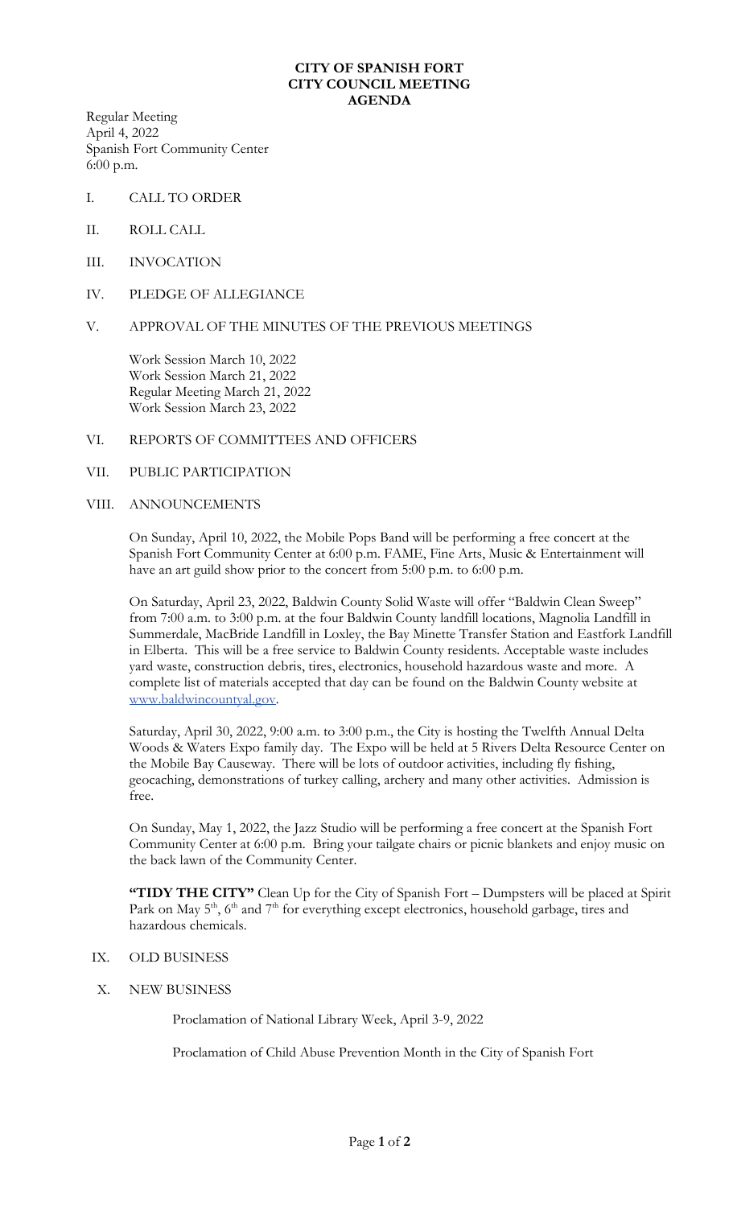**CITY OF SPANISH FORT**
**CITY COUNCIL MEETING**
**AGENDA**

Regular Meeting
April 4, 2022
Spanish Fort Community Center
6:00 p.m.

I. CALL TO ORDER

II. ROLL CALL

III. INVOCATION

IV. PLEDGE OF ALLEGIANCE

V. APPROVAL OF THE MINUTES OF THE PREVIOUS MEETINGS

Work Session March 10, 2022
Work Session March 21, 2022
Regular Meeting March 21, 2022
Work Session March 23, 2022

VI. REPORTS OF COMMITTEES AND OFFICERS

VII. PUBLIC PARTICIPATION

VIII. ANNOUNCEMENTS

On Sunday, April 10, 2022, the Mobile Pops Band will be performing a free concert at the Spanish Fort Community Center at 6:00 p.m. FAME, Fine Arts, Music & Entertainment will have an art guild show prior to the concert from 5:00 p.m. to 6:00 p.m.

On Saturday, April 23, 2022, Baldwin County Solid Waste will offer "Baldwin Clean Sweep" from 7:00 a.m. to 3:00 p.m. at the four Baldwin County landfill locations, Magnolia Landfill in Summerdale, MacBride Landfill in Loxley, the Bay Minette Transfer Station and Eastfork Landfill in Elberta. This will be a free service to Baldwin County residents. Acceptable waste includes yard waste, construction debris, tires, electronics, household hazardous waste and more. A complete list of materials accepted that day can be found on the Baldwin County website at www.baldwincountyal.gov.

Saturday, April 30, 2022, 9:00 a.m. to 3:00 p.m., the City is hosting the Twelfth Annual Delta Woods & Waters Expo family day. The Expo will be held at 5 Rivers Delta Resource Center on the Mobile Bay Causeway. There will be lots of outdoor activities, including fly fishing, geocaching, demonstrations of turkey calling, archery and many other activities. Admission is free.

On Sunday, May 1, 2022, the Jazz Studio will be performing a free concert at the Spanish Fort Community Center at 6:00 p.m. Bring your tailgate chairs or picnic blankets and enjoy music on the back lawn of the Community Center.

**"TIDY THE CITY"** Clean Up for the City of Spanish Fort – Dumpsters will be placed at Spirit Park on May 5th, 6th and 7th for everything except electronics, household garbage, tires and hazardous chemicals.

IX. OLD BUSINESS

X. NEW BUSINESS

Proclamation of National Library Week, April 3-9, 2022

Proclamation of Child Abuse Prevention Month in the City of Spanish Fort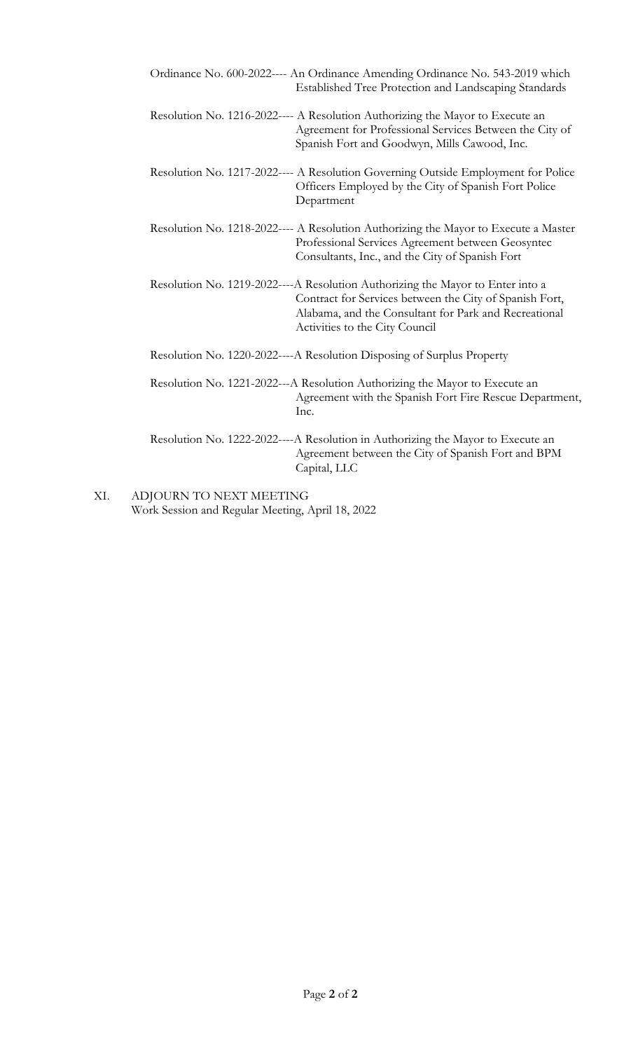Ordinance No. 600-2022---- An Ordinance Amending Ordinance No. 543-2019 which Established Tree Protection and Landscaping Standards

Resolution No. 1216-2022---- A Resolution Authorizing the Mayor to Execute an Agreement for Professional Services Between the City of Spanish Fort and Goodwyn, Mills Cawood, Inc.

Resolution No. 1217-2022---- A Resolution Governing Outside Employment for Police Officers Employed by the City of Spanish Fort Police Department

Resolution No. 1218-2022---- A Resolution Authorizing the Mayor to Execute a Master Professional Services Agreement between Geosyntec Consultants, Inc., and the City of Spanish Fort

Resolution No. 1219-2022----A Resolution Authorizing the Mayor to Enter into a Contract for Services between the City of Spanish Fort, Alabama, and the Consultant for Park and Recreational Activities to the City Council

Resolution No. 1220-2022----A Resolution Disposing of Surplus Property

Resolution No. 1221-2022---A Resolution Authorizing the Mayor to Execute an Agreement with the Spanish Fort Fire Rescue Department, Inc.

Resolution No. 1222-2022----A Resolution in Authorizing the Mayor to Execute an Agreement between the City of Spanish Fort and BPM Capital, LLC

XI. ADJOURN TO NEXT MEETING
Work Session and Regular Meeting, April 18, 2022